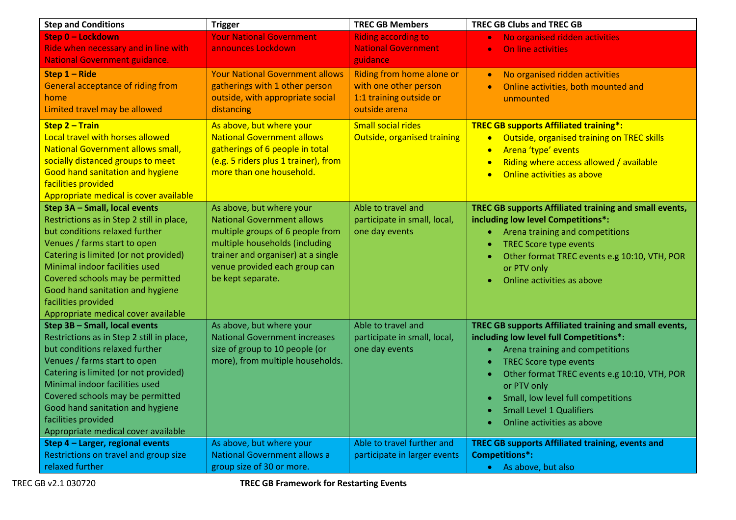| Step and Conditions | Trigger | TREC GB Members | TREC GB Clubs and TREC GB |
|---|---|---|---|
| **Step 0 – Lockdown**<br>Ride when necessary and in line with National Government guidance. | Your National Government announces Lockdown | Riding according to National Government guidance | • No organised ridden activities<br>• On line activities |
| **Step 1 – Ride**<br>General acceptance of riding from home<br>Limited travel may be allowed | Your National Government allows gatherings with 1 other person outside, with appropriate social distancing | Riding from home alone or with one other person<br>1:1 training outside or outside arena | • No organised ridden activities<br>• Online activities, both mounted and unmounted |
| **Step 2 – Train**<br>Local travel with horses allowed<br>National Government allows small, socially distanced groups to meet<br>Good hand sanitation and hygiene facilities provided<br>Appropriate medical is cover available | As above, but where your National Government allows gatherings of 6 people in total (e.g. 5 riders plus 1 trainer), from more than one household. | Small social rides<br>Outside, organised training | **TREC GB supports Affiliated training*:**<br>• Outside, organised training on TREC skills<br>• Arena 'type' events<br>• Riding where access allowed / available<br>• Online activities as above |
| **Step 3A – Small, local events**<br>Restrictions as in Step 2 still in place, but conditions relaxed further<br>Venues / farms start to open<br>Catering is limited (or not provided)<br>Minimal indoor facilities used<br>Covered schools may be permitted<br>Good hand sanitation and hygiene facilities provided<br>Appropriate medical cover available | As above, but where your National Government allows multiple groups of 6 people from multiple households (including trainer and organiser) at a single venue provided each group can be kept separate. | Able to travel and participate in small, local, one day events | **TREC GB supports Affiliated training and small events, including low level Competitions*:**<br>• Arena training and competitions<br>• TREC Score type events<br>• Other format TREC events e.g 10:10, VTH, POR or PTV only<br>• Online activities as above |
| **Step 3B – Small, local events**<br>Restrictions as in Step 2 still in place, but conditions relaxed further<br>Venues / farms start to open<br>Catering is limited (or not provided)<br>Minimal indoor facilities used<br>Covered schools may be permitted<br>Good hand sanitation and hygiene facilities provided<br>Appropriate medical cover available | As above, but where your National Government increases size of group to 10 people (or more), from multiple households. | Able to travel and participate in small, local, one day events | **TREC GB supports Affiliated training and small events, including low level full Competitions*:**<br>• Arena training and competitions<br>• TREC Score type events<br>• Other format TREC events e.g 10:10, VTH, POR or PTV only<br>• Small, low level full competitions<br>• Small Level 1 Qualifiers<br>• Online activities as above |
| **Step 4 – Larger, regional events**<br>Restrictions on travel and group size relaxed further | As above, but where your National Government allows a group size of 30 or more. | Able to travel further and participate in larger events | **TREC GB supports Affiliated training, events and Competitions*:**<br>• As above, but also |

TREC GB v2.1 030720 **TREC GB Framework for Restarting Events**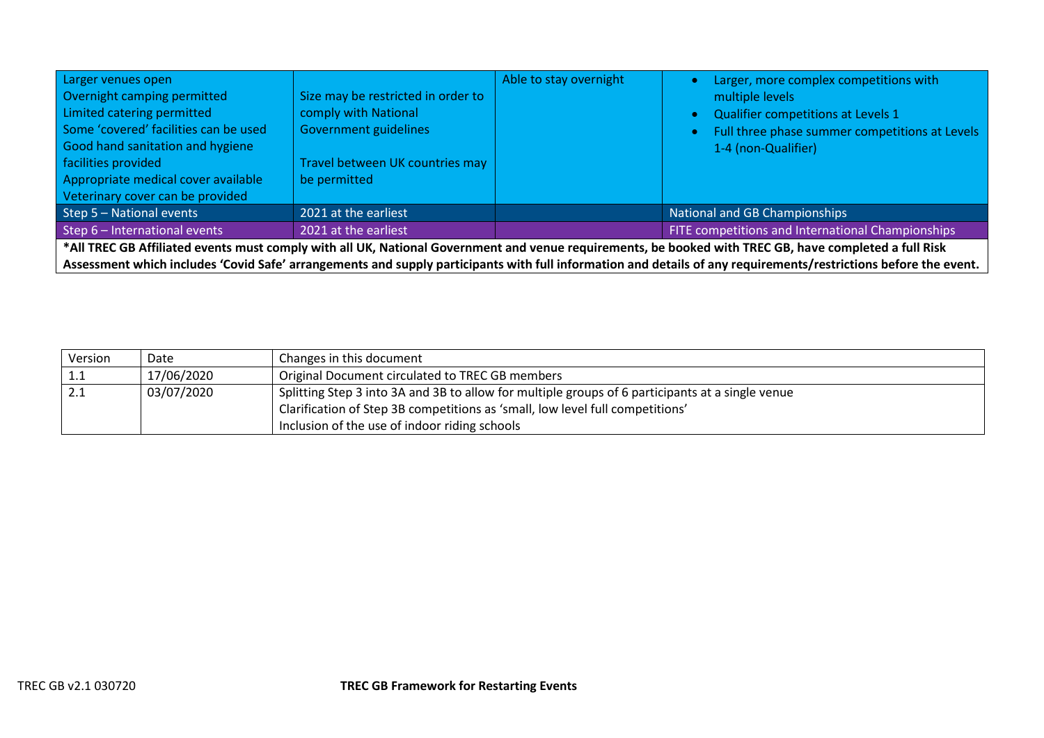| | | | |
|---|---|---|---|
| Larger venues open<br>Overnight camping permitted<br>Limited catering permitted<br>Some 'covered' facilities can be used<br>Good hand sanitation and hygiene facilities provided<br>Appropriate medical cover available<br>Veterinary cover can be provided | Size may be restricted in order to comply with National Government guidelines<br><br>Travel between UK countries may be permitted | Able to stay overnight | • Larger, more complex competitions with multiple levels<br>• Qualifier competitions at Levels 1<br>• Full three phase summer competitions at Levels 1-4 (non-Qualifier) |
| Step 5 – National events | 2021 at the earliest | | National and GB Championships |
| Step 6 – International events | 2021 at the earliest | | FITE competitions and International Championships |
| **\*All TREC GB Affiliated events must comply with all UK, National Government and venue requirements, be booked with TREC GB, have completed a full Risk Assessment which includes 'Covid Safe' arrangements and supply participants with full information and details of any requirements/restrictions before the event.** | | | |

| Version | Date | Changes in this document |
|---|---|---|
| 1.1 | 17/06/2020 | Original Document circulated to TREC GB members |
| 2.1 | 03/07/2020 | Splitting Step 3 into 3A and 3B to allow for multiple groups of 6 participants at a single venue<br>Clarification of Step 3B competitions as 'small, low level full competitions'<br>Inclusion of the use of indoor riding schools |